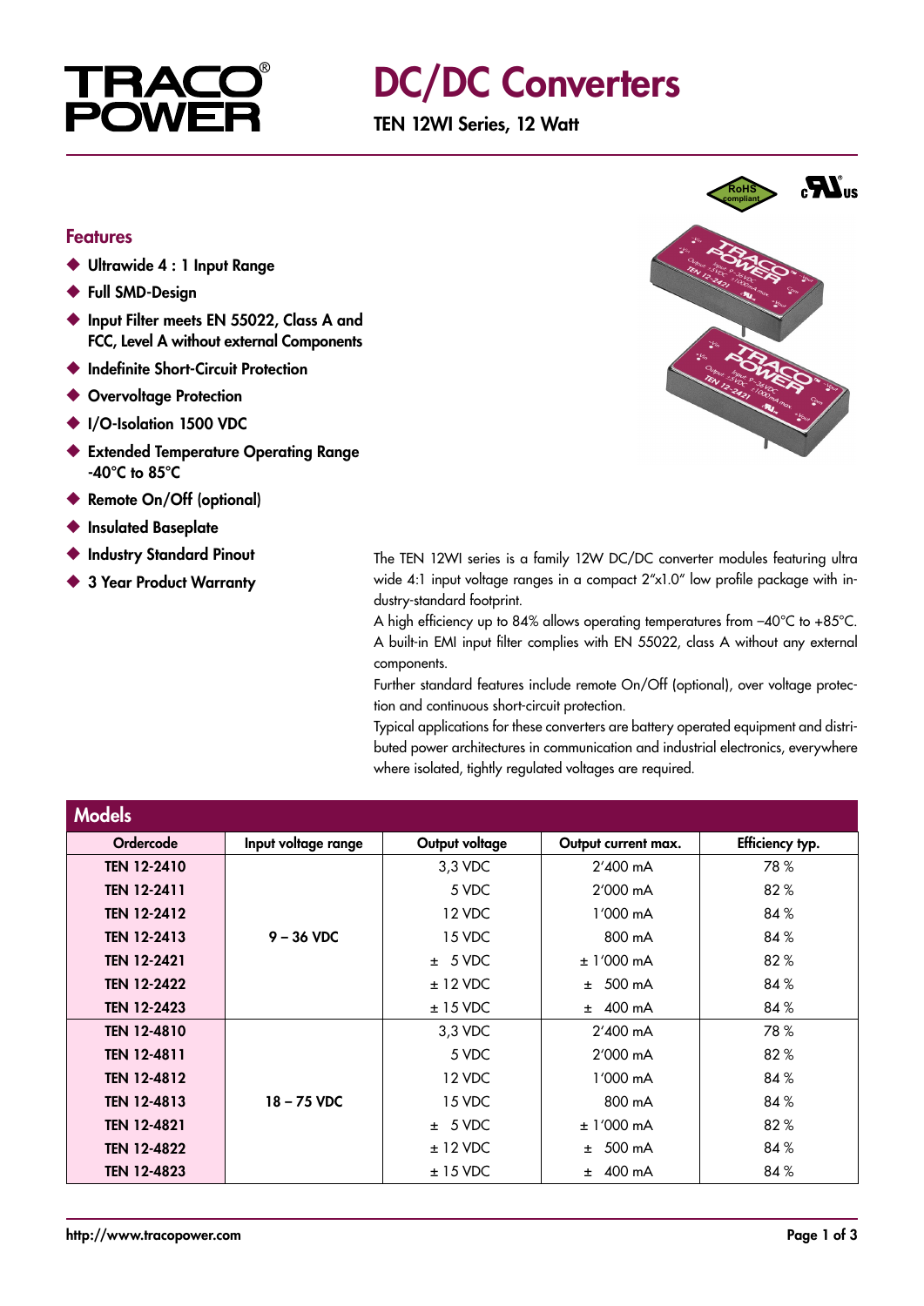# DC/DC Converters

**TEN 12WI Series, 12 Watt**

## Features

- Ultrawide 4 : 1 Input Range
- Full SMD-Design
- Input Filter meets EN 55022, Class A and FCC, Level A without external Components
- Indefinite Short-Circuit Protection
- Overvoltage Protection
- I/O-Isolation 1500 VDC
- Extended Temperature Operating Range -40°C to 85°C
- Remote On/Off (optional)
- Insulated Baseplate
- Industry Standard Pinout
- 3 Year Product Warranty

The TEN 12WI series is a family 12W DC/DC converter modules featuring ultra wide 4:1 input voltage ranges in a compact 2"x1.0" low profile package with industry-standard footprint.
A high efficiency up to 84% allows operating temperatures from –40°C to +85°C. A built-in EMI input filter complies with EN 55022, class A without any external components.
Further standard features include remote On/Off (optional), over voltage protection and continuous short-circuit protection.
Typical applications for these converters are battery operated equipment and distributed power architectures in communication and industrial electronics, everywhere where isolated, tightly regulated voltages are required.

## Models

| Ordercode | Input voltage range | Output voltage | Output current max. | Efficiency typ. |
|---|---|---|---|---|
| TEN 12-2410 | 9 – 36 VDC | 3,3 VDC | 2'400 mA | 78 % |
| TEN 12-2411 | | 5 VDC | 2'000 mA | 82 % |
| TEN 12-2412 | | 12 VDC | 1'000 mA | 84 % |
| TEN 12-2413 | | 15 VDC | 800 mA | 84 % |
| TEN 12-2421 | | ± 5 VDC | ± 1'000 mA | 82 % |
| TEN 12-2422 | | ± 12 VDC | ± 500 mA | 84 % |
| TEN 12-2423 | | ± 15 VDC | ± 400 mA | 84 % |
| TEN 12-4810 | 18 – 75 VDC | 3,3 VDC | 2'400 mA | 78 % |
| TEN 12-4811 | | 5 VDC | 2'000 mA | 82 % |
| TEN 12-4812 | | 12 VDC | 1'000 mA | 84 % |
| TEN 12-4813 | | 15 VDC | 800 mA | 84 % |
| TEN 12-4821 | | ± 5 VDC | ± 1'000 mA | 82 % |
| TEN 12-4822 | | ± 12 VDC | ± 500 mA | 84 % |
| TEN 12-4823 | | ± 15 VDC | ± 400 mA | 84 % |

http://www.tracopower.com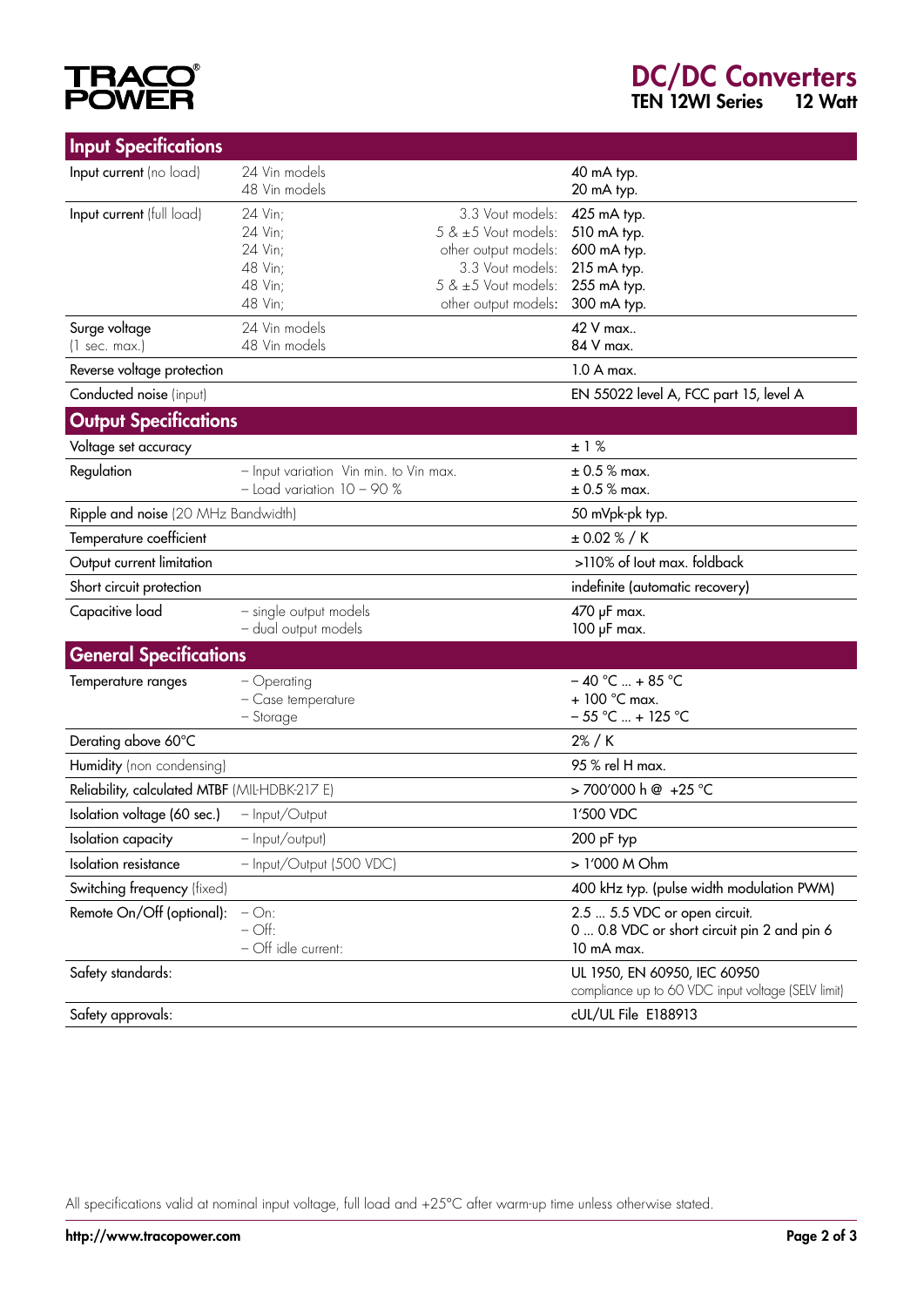# DC/DC Converters
## TEN 12WI Series 12 Watt

## Input Specifications

| | | |
|---|---|---|
| Input current (no load) | 24 Vin models<br>48 Vin models | 40 mA typ.<br>20 mA typ. |
| Input current (full load) | 24 Vin; 3.3 Vout models:<br>24 Vin; 5 & ±5 Vout models:<br>24 Vin; other output models:<br>48 Vin; 3.3 Vout models:<br>48 Vin; 5 & ±5 Vout models:<br>48 Vin; other output models: | 425 mA typ.<br>510 mA typ.<br>600 mA typ.<br>215 mA typ.<br>255 mA typ.<br>300 mA typ. |
| Surge voltage (1 sec. max.) | 24 Vin models<br>48 Vin models | 42 V max..<br>84 V max. |
| Reverse voltage protection | | 1.0 A max. |
| Conducted noise (input) | | EN 55022 level A, FCC part 15, level A |

## Output Specifications

| | | |
|---|---|---|
| Voltage set accuracy | | ± 1 % |
| Regulation | – Input variation Vin min. to Vin max.<br>– Load variation 10 – 90 % | ± 0.5 % max.<br>± 0.5 % max. |
| Ripple and noise (20 MHz Bandwidth) | | 50 mVpk-pk typ. |
| Temperature coefficient | | ± 0.02 % / K |
| Output current limitation | | >110% of Iout max. foldback |
| Short circuit protection | | indefinite (automatic recovery) |
| Capacitive load | – single output models<br>– dual output models | 470 µF max.<br>100 µF max. |

## General Specifications

| | | |
|---|---|---|
| Temperature ranges | – Operating<br>– Case temperature<br>– Storage | – 40 °C ... + 85 °C<br>+ 100 °C max.<br>– 55 °C ... + 125 °C |
| Derating above 60°C | | 2% / K |
| Humidity (non condensing) | | 95 % rel H max. |
| Reliability, calculated MTBF (MIL-HDBK-217 E) | | > 700'000 h @ +25 °C |
| Isolation voltage (60 sec.) | – Input/Output | 1'500 VDC |
| Isolation capacity | – Input/output) | 200 pF typ |
| Isolation resistance | – Input/Output (500 VDC) | > 1'000 M Ohm |
| Switching frequency (fixed) | | 400 kHz typ. (pulse width modulation PWM) |
| Remote On/Off (optional): | – On:<br>– Off:<br>– Off idle current: | 2.5 ... 5.5 VDC or open circuit.<br>0 ... 0.8 VDC or short circuit pin 2 and pin 6<br>10 mA max. |
| Safety standards: | | UL 1950, EN 60950, IEC 60950<br>compliance up to 60 VDC input voltage (SELV limit) |
| Safety approvals: | | cUL/UL File E188913 |

All specifications valid at nominal input voltage, full load and +25°C after warm-up time unless otherwise stated.

http://www.tracopower.com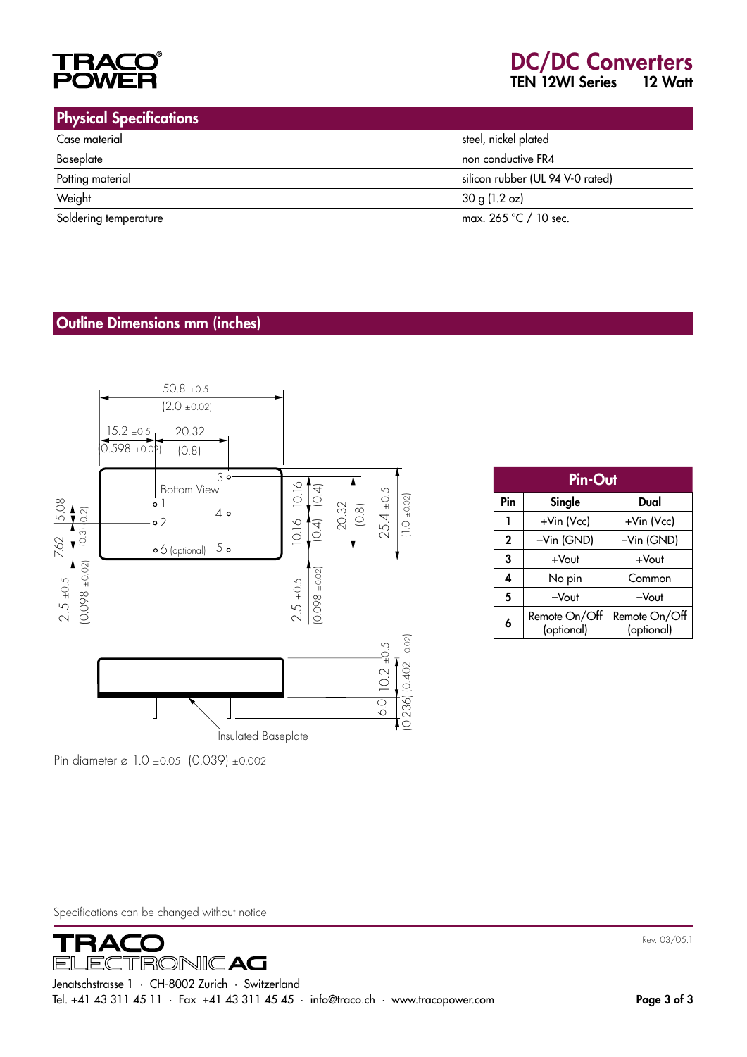## Physical Specifications

| | |
|---|---|
| Case material | steel, nickel plated |
| Baseplate | non conductive FR4 |
| Potting material | silicon rubber (UL 94 V-0 rated) |
| Weight | 30 g (1.2 oz) |
| Soldering temperature | max. 265 °C / 10 sec. |

## Outline Dimensions mm (inches)

50.8 ±0.5
(2.0 ±0.02)
15.2 ±0.5
(0.598 ±0.02)
20.32
(0.8)
Bottom View
1
2
3
4
5
6 (optional)
5.08
(0.2)
7.62
(0.3)
10.16
(0.4)
10.16
(0.4)
20.32
(0.8)
25.4 ±0.5
(1.0 ±0.02)
2.5 ±0.5
(0.098 ±0.02)
2.5 ±0.5
(0.098 ±0.02)
10.2 ±0.5
(0.402 ±0.02)
6.0
(0.236)
Insulated Baseplate

Pin diameter ø 1.0 ±0.05 (0.039) ±0.002

| Pin-Out | | |
|---|---|---|
| **Pin** | **Single** | **Dual** |
| **1** | +Vin (Vcc) | +Vin (Vcc) |
| **2** | –Vin (GND) | –Vin (GND) |
| **3** | +Vout | +Vout |
| **4** | No pin | Common |
| **5** | –Vout | –Vout |
| **6** | Remote On/Off (optional) | Remote On/Off (optional) |

Specifications can be changed without notice

TRACO ELECTRONIC AG
Jenatschstrasse 1 · CH-8002 Zurich · Switzerland
Tel. +41 43 311 45 11 · Fax +41 43 311 45 45 · info@traco.ch · www.tracopower.com

Rev. 03/05.1